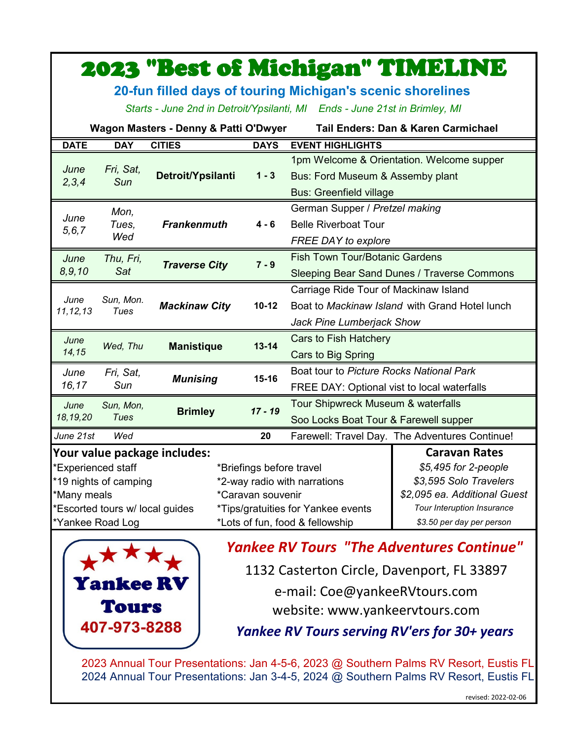# 2023 "Best of Michigan" TIMELINE

## 20-fun filled days of touring Michigan's scenic shorelines

*Starts - June 2nd in Detroit/Ypsilanti, MI    Ends - June 21st in Brimley, MI*

**Wagon Masters - Denny & Patti O'Dwyer    Tail Enders: Dan & Karen Carmichael**

| DATE | DAY | CITIES | DAYS | EVENT HIGHLIGHTS |
|---|---|---|---|---|
| *June 2,3,4* | *Fri, Sat, Sun* | **Detroit/Ypsilanti** | **1 - 3** | 1pm Welcome & Orientation. Welcome supper |
| | | | | Bus: Ford Museum & Assemby plant |
| | | | | Bus: Greenfield village |
| *June 5,6,7* | *Mon, Tues, Wed* | ***Frankenmuth*** | **4 - 6** | German Supper / *Pretzel making* |
| | | | | Belle Riverboat Tour |
| | | | | *FREE DAY to explore* |
| *June 8,9,10* | *Thu, Fri, Sat* | ***Traverse City*** | **7 - 9** | Fish Town Tour/Botanic Gardens |
| | | | | Sleeping Bear Sand Dunes / Traverse Commons |
| *June 11,12,13* | *Sun, Mon. Tues* | ***Mackinaw City*** | **10-12** | Carriage Ride Tour of Mackinaw Island |
| | | | | Boat to *Mackinaw Island* with Grand Hotel lunch |
| | | | | *Jack Pine Lumberjack Show* |
| *June 14,15* | *Wed, Thu* | **Manistique** | **13-14** | Cars to Fish Hatchery |
| | | | | Cars to Big Spring |
| *June 16,17* | *Fri, Sat, Sun* | ***Munising*** | **15-16** | Boat tour to *Picture Rocks National Park* |
| | | | | FREE DAY: Optional vist to local waterfalls |
| *June 18,19,20* | *Sun, Mon, Tues* | **Brimley** | ***17 - 19*** | Tour Shipwreck Museum & waterfalls |
| | | | | Soo Locks Boat Tour & Farewell supper |
| *June 21st* | *Wed* | | **20** | Farewell: Travel Day. The Adventures Continue! |

| **Your value package includes:** | | **Caravan Rates** |
|---|---|---|
| *Experienced staff | *Briefings before travel | *$5,495 for 2-people* |
| *19 nights of camping | *2-way radio with narrations | *$3,595 Solo Travelers* |
| *Many meals | *Caravan souvenir | *$2,095 ea. Additional Guest* |
| *Escorted tours w/ local guides | *Tips/gratuities for Yankee events | *Tour Interuption Insurance* |
| *Yankee Road Log | *Lots of fun, food & fellowship | *$3.50 per day per person* |

**Yankee RV Tours**
**407-973-8288**

***Yankee RV Tours "The Adventures Continue"***

1132 Casterton Circle, Davenport, FL 33897

e-mail: Coe@yankeeRVtours.com

website: www.yankeervtours.com

***Yankee RV Tours serving RV'ers for 30+ years***

2023 Annual Tour Presentations: Jan 4-5-6, 2023 @ Southern Palms RV Resort, Eustis FL

2024 Annual Tour Presentations: Jan 3-4-5, 2024 @ Southern Palms RV Resort, Eustis FL

revised: 2022-02-06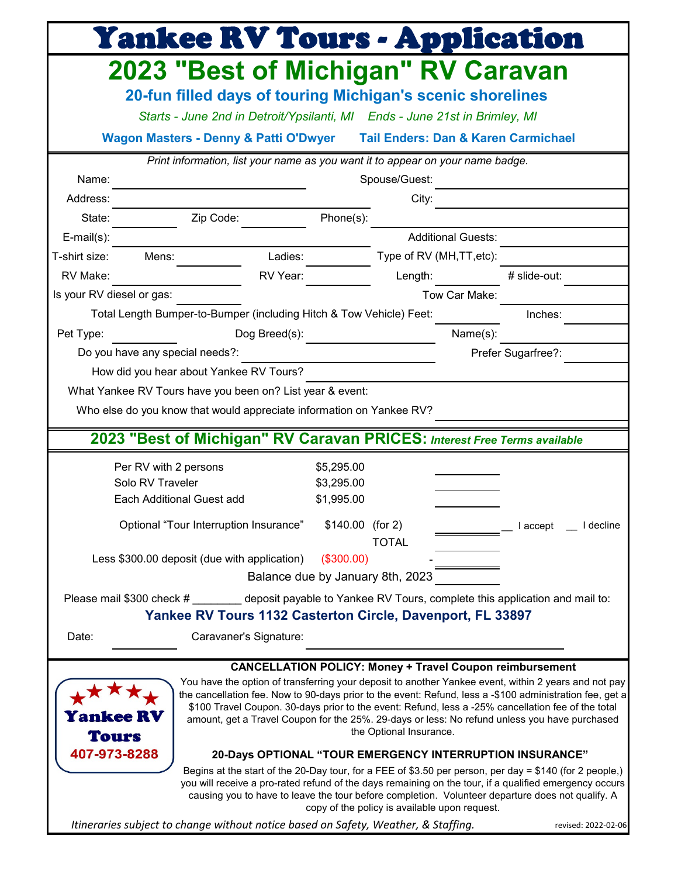# Yankee RV Tours - Application

## 2023 "Best of Michigan" RV Caravan

**20-fun filled days of touring Michigan's scenic shorelines**

*Starts - June 2nd in Detroit/Ypsilanti, MI Ends - June 21st in Brimley, MI*

**Wagon Masters - Denny & Patti O'Dwyer Tail Enders: Dan & Karen Carmichael**

*Print information, list your name as you want it to appear on your name badge.*

Name: ______________ Spouse/Guest: ______________

Address: ______________ City: ______________

State: ________ Zip Code: ________ Phone(s): ______________

E-mail(s): ______________ Additional Guests: ______________

T-shirt size: Mens: ________ Ladies: ________ Type of RV (MH,TT,etc): ________

RV Make: ________ RV Year: ________ Length: ________ # slide-out: ________

Is your RV diesel or gas: ________ Tow Car Make: ________

Total Length Bumper-to-Bumper (including Hitch & Tow Vehicle) Feet: ________ Inches: ________

Pet Type: ________ Dog Breed(s): ________ Name(s): ________

Do you have any special needs?: ________ Prefer Sugarfree?: ________

How did you hear about Yankee RV Tours? ______________

What Yankee RV Tours have you been on? List year & event:

Who else do you know that would appreciate information on Yankee RV? ______________

## 2023 "Best of Michigan" RV Caravan PRICES: *Interest Free Terms available*

| | | |
|---|---|---|
| Per RV with 2 persons | $5,295.00 | ________ |
| Solo RV Traveler | $3,295.00 | ________ |
| Each Additional Guest add | $1,995.00 | ________ |
| Optional "Tour Interruption Insurance" | $140.00 (for 2) | ________ __ I accept __ I decline |
| | TOTAL | ________ |
| Less $300.00 deposit (due with application) | ($300.00) | - ________ |
| | Balance due by January 8th, 2023 | ________ |

Please mail $300 check # ________ deposit payable to Yankee RV Tours, complete this application and mail to:

**Yankee RV Tours 1132 Casterton Circle, Davenport, FL 33897**

Date: ________ Caravaner's Signature: ______________

**CANCELLATION POLICY: Money + Travel Coupon reimbursement**

You have the option of transferring your deposit to another Yankee event, within 2 years and not pay the cancellation fee. Now to 90-days prior to the event: Refund, less a -$100 administration fee, get a $100 Travel Coupon. 30-days prior to the event: Refund, less a -25% cancellation fee of the total amount, get a Travel Coupon for the 25%. 29-days or less: No refund unless you have purchased the Optional Insurance.

**Yankee RV Tours**
**407-973-8288**

**20-Days OPTIONAL "TOUR EMERGENCY INTERRUPTION INSURANCE"**

Begins at the start of the 20-Day tour, for a FEE of $3.50 per person, per day = $140 (for 2 people,) you will receive a pro-rated refund of the days remaining on the tour, if a qualified emergency occurs causing you to have to leave the tour before completion. Volunteer departure does not qualify. A copy of the policy is available upon request.

*Itineraries subject to change without notice based on Safety, Weather, & Staffing.*

revised: 2022-02-06